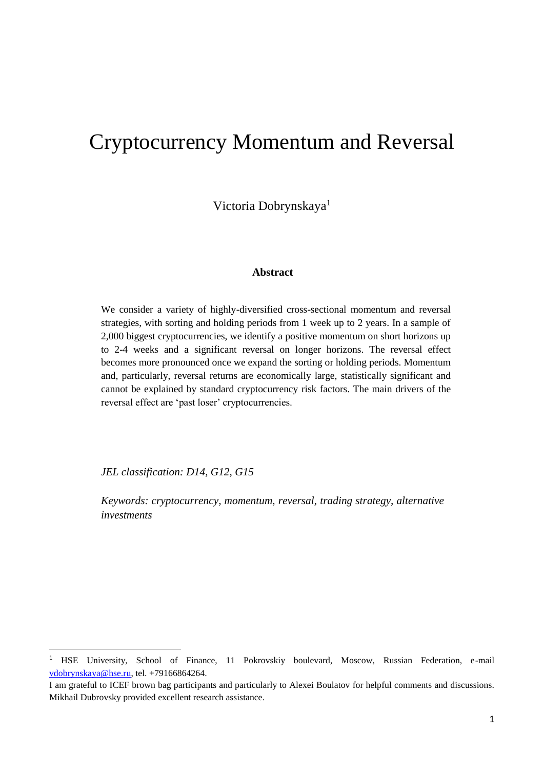# Cryptocurrency Momentum and Reversal

Victoria Dobrynskaya[1]

### Abstract

We consider a variety of highly-diversified cross-sectional momentum and reversal strategies, with sorting and holding periods from 1 week up to 2 years. In a sample of 2,000 biggest cryptocurrencies, we identify a positive momentum on short horizons up to 2-4 weeks and a significant reversal on longer horizons. The reversal effect becomes more pronounced once we expand the sorting or holding periods. Momentum and, particularly, reversal returns are economically large, statistically significant and cannot be explained by standard cryptocurrency risk factors. The main drivers of the reversal effect are 'past loser' cryptocurrencies.

*JEL classification: D14, G12, G15*

*Keywords: cryptocurrency, momentum, reversal, trading strategy, alternative investments*

---

[1] HSE University, School of Finance, 11 Pokrovskiy boulevard, Moscow, Russian Federation, e-mail vdobrynskaya@hse.ru, tel. +79166864264.

I am grateful to ICEF brown bag participants and particularly to Alexei Boulatov for helpful comments and discussions. Mikhail Dubrovsky provided excellent research assistance.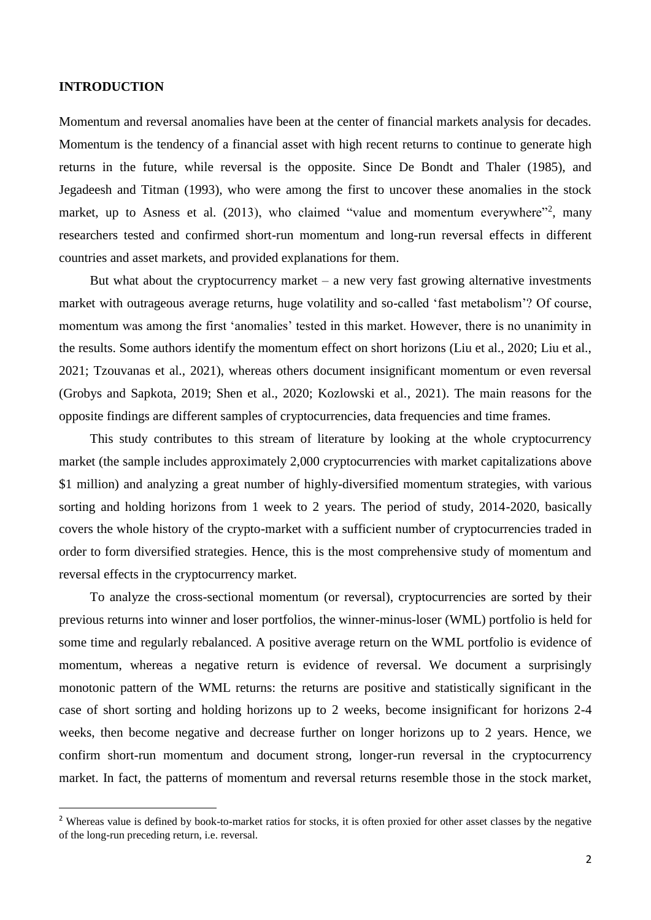## INTRODUCTION

Momentum and reversal anomalies have been at the center of financial markets analysis for decades. Momentum is the tendency of a financial asset with high recent returns to continue to generate high returns in the future, while reversal is the opposite. Since De Bondt and Thaler (1985), and Jegadeesh and Titman (1993), who were among the first to uncover these anomalies in the stock market, up to Asness et al. (2013), who claimed "value and momentum everywhere"[2], many researchers tested and confirmed short-run momentum and long-run reversal effects in different countries and asset markets, and provided explanations for them.

But what about the cryptocurrency market – a new very fast growing alternative investments market with outrageous average returns, huge volatility and so-called 'fast metabolism'? Of course, momentum was among the first 'anomalies' tested in this market. However, there is no unanimity in the results. Some authors identify the momentum effect on short horizons (Liu et al., 2020; Liu et al., 2021; Tzouvanas et al., 2021), whereas others document insignificant momentum or even reversal (Grobys and Sapkota, 2019; Shen et al., 2020; Kozlowski et al., 2021). The main reasons for the opposite findings are different samples of cryptocurrencies, data frequencies and time frames.

This study contributes to this stream of literature by looking at the whole cryptocurrency market (the sample includes approximately 2,000 cryptocurrencies with market capitalizations above \$1 million) and analyzing a great number of highly-diversified momentum strategies, with various sorting and holding horizons from 1 week to 2 years. The period of study, 2014-2020, basically covers the whole history of the crypto-market with a sufficient number of cryptocurrencies traded in order to form diversified strategies. Hence, this is the most comprehensive study of momentum and reversal effects in the cryptocurrency market.

To analyze the cross-sectional momentum (or reversal), cryptocurrencies are sorted by their previous returns into winner and loser portfolios, the winner-minus-loser (WML) portfolio is held for some time and regularly rebalanced. A positive average return on the WML portfolio is evidence of momentum, whereas a negative return is evidence of reversal. We document a surprisingly monotonic pattern of the WML returns: the returns are positive and statistically significant in the case of short sorting and holding horizons up to 2 weeks, become insignificant for horizons 2-4 weeks, then become negative and decrease further on longer horizons up to 2 years. Hence, we confirm short-run momentum and document strong, longer-run reversal in the cryptocurrency market. In fact, the patterns of momentum and reversal returns resemble those in the stock market,

[2] Whereas value is defined by book-to-market ratios for stocks, it is often proxied for other asset classes by the negative of the long-run preceding return, i.e. reversal.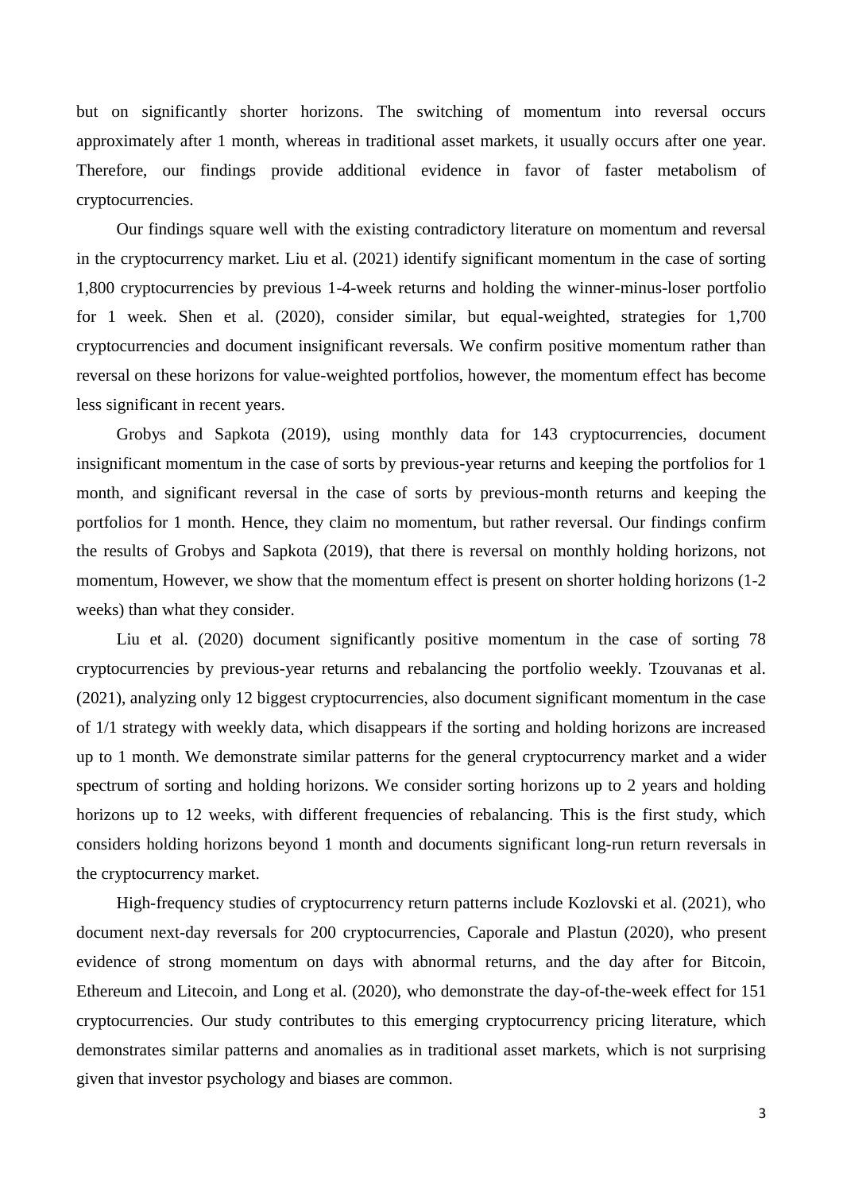but on significantly shorter horizons. The switching of momentum into reversal occurs approximately after 1 month, whereas in traditional asset markets, it usually occurs after one year. Therefore, our findings provide additional evidence in favor of faster metabolism of cryptocurrencies.

Our findings square well with the existing contradictory literature on momentum and reversal in the cryptocurrency market. Liu et al. (2021) identify significant momentum in the case of sorting 1,800 cryptocurrencies by previous 1-4-week returns and holding the winner-minus-loser portfolio for 1 week. Shen et al. (2020), consider similar, but equal-weighted, strategies for 1,700 cryptocurrencies and document insignificant reversals. We confirm positive momentum rather than reversal on these horizons for value-weighted portfolios, however, the momentum effect has become less significant in recent years.

Grobys and Sapkota (2019), using monthly data for 143 cryptocurrencies, document insignificant momentum in the case of sorts by previous-year returns and keeping the portfolios for 1 month, and significant reversal in the case of sorts by previous-month returns and keeping the portfolios for 1 month. Hence, they claim no momentum, but rather reversal. Our findings confirm the results of Grobys and Sapkota (2019), that there is reversal on monthly holding horizons, not momentum, However, we show that the momentum effect is present on shorter holding horizons (1-2 weeks) than what they consider.

Liu et al. (2020) document significantly positive momentum in the case of sorting 78 cryptocurrencies by previous-year returns and rebalancing the portfolio weekly. Tzouvanas et al. (2021), analyzing only 12 biggest cryptocurrencies, also document significant momentum in the case of 1/1 strategy with weekly data, which disappears if the sorting and holding horizons are increased up to 1 month. We demonstrate similar patterns for the general cryptocurrency market and a wider spectrum of sorting and holding horizons. We consider sorting horizons up to 2 years and holding horizons up to 12 weeks, with different frequencies of rebalancing. This is the first study, which considers holding horizons beyond 1 month and documents significant long-run return reversals in the cryptocurrency market.

High-frequency studies of cryptocurrency return patterns include Kozlovski et al. (2021), who document next-day reversals for 200 cryptocurrencies, Caporale and Plastun (2020), who present evidence of strong momentum on days with abnormal returns, and the day after for Bitcoin, Ethereum and Litecoin, and Long et al. (2020), who demonstrate the day-of-the-week effect for 151 cryptocurrencies. Our study contributes to this emerging cryptocurrency pricing literature, which demonstrates similar patterns and anomalies as in traditional asset markets, which is not surprising given that investor psychology and biases are common.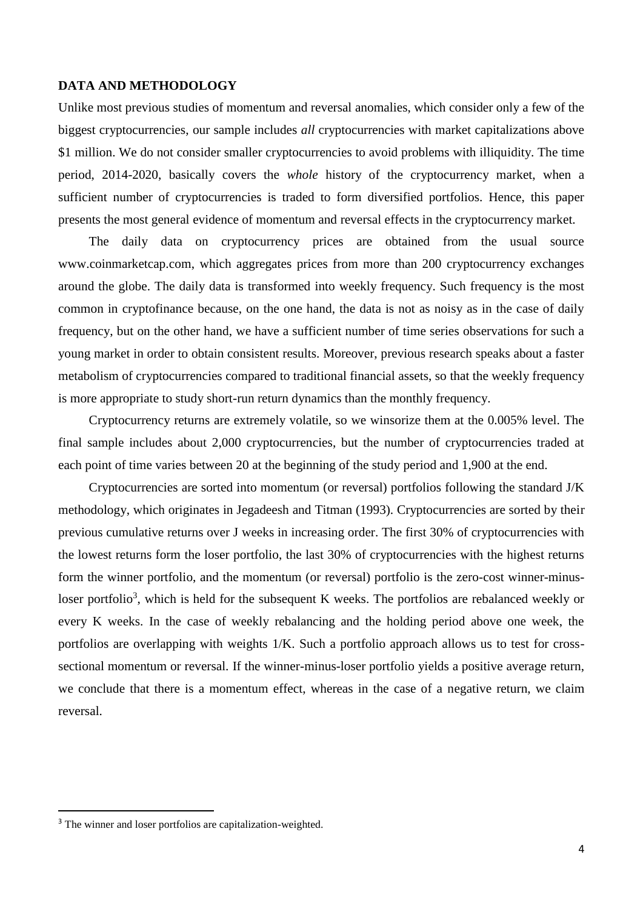## DATA AND METHODOLOGY

Unlike most previous studies of momentum and reversal anomalies, which consider only a few of the biggest cryptocurrencies, our sample includes *all* cryptocurrencies with market capitalizations above \$1 million. We do not consider smaller cryptocurrencies to avoid problems with illiquidity. The time period, 2014-2020, basically covers the *whole* history of the cryptocurrency market, when a sufficient number of cryptocurrencies is traded to form diversified portfolios. Hence, this paper presents the most general evidence of momentum and reversal effects in the cryptocurrency market.

The daily data on cryptocurrency prices are obtained from the usual source www.coinmarketcap.com, which aggregates prices from more than 200 cryptocurrency exchanges around the globe. The daily data is transformed into weekly frequency. Such frequency is the most common in cryptofinance because, on the one hand, the data is not as noisy as in the case of daily frequency, but on the other hand, we have a sufficient number of time series observations for such a young market in order to obtain consistent results. Moreover, previous research speaks about a faster metabolism of cryptocurrencies compared to traditional financial assets, so that the weekly frequency is more appropriate to study short-run return dynamics than the monthly frequency.

Cryptocurrency returns are extremely volatile, so we winsorize them at the 0.005% level. The final sample includes about 2,000 cryptocurrencies, but the number of cryptocurrencies traded at each point of time varies between 20 at the beginning of the study period and 1,900 at the end.

Cryptocurrencies are sorted into momentum (or reversal) portfolios following the standard J/K methodology, which originates in Jegadeesh and Titman (1993). Cryptocurrencies are sorted by their previous cumulative returns over J weeks in increasing order. The first 30% of cryptocurrencies with the lowest returns form the loser portfolio, the last 30% of cryptocurrencies with the highest returns form the winner portfolio, and the momentum (or reversal) portfolio is the zero-cost winner-minus-loser portfolio[3], which is held for the subsequent K weeks. The portfolios are rebalanced weekly or every K weeks. In the case of weekly rebalancing and the holding period above one week, the portfolios are overlapping with weights 1/K. Such a portfolio approach allows us to test for cross-sectional momentum or reversal. If the winner-minus-loser portfolio yields a positive average return, we conclude that there is a momentum effect, whereas in the case of a negative return, we claim reversal.

---

[3] The winner and loser portfolios are capitalization-weighted.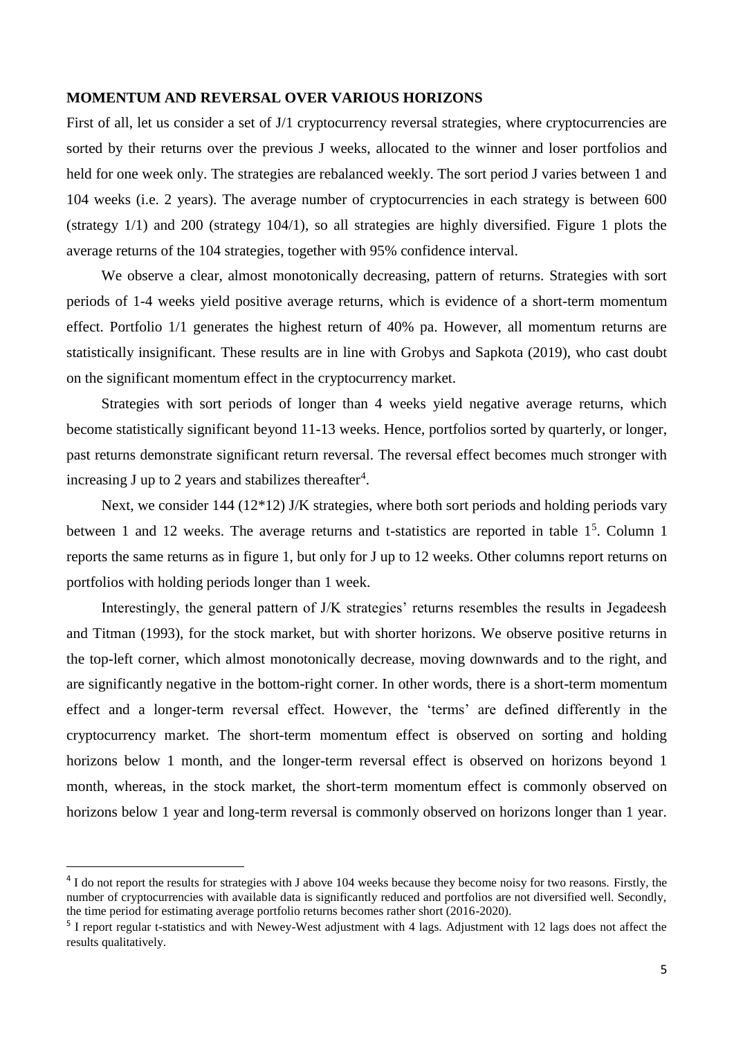**MOMENTUM AND REVERSAL OVER VARIOUS HORIZONS**

First of all, let us consider a set of J/1 cryptocurrency reversal strategies, where cryptocurrencies are sorted by their returns over the previous J weeks, allocated to the winner and loser portfolios and held for one week only. The strategies are rebalanced weekly. The sort period J varies between 1 and 104 weeks (i.e. 2 years). The average number of cryptocurrencies in each strategy is between 600 (strategy 1/1) and 200 (strategy 104/1), so all strategies are highly diversified. Figure 1 plots the average returns of the 104 strategies, together with 95% confidence interval.

We observe a clear, almost monotonically decreasing, pattern of returns. Strategies with sort periods of 1-4 weeks yield positive average returns, which is evidence of a short-term momentum effect. Portfolio 1/1 generates the highest return of 40% pa. However, all momentum returns are statistically insignificant. These results are in line with Grobys and Sapkota (2019), who cast doubt on the significant momentum effect in the cryptocurrency market.

Strategies with sort periods of longer than 4 weeks yield negative average returns, which become statistically significant beyond 11-13 weeks. Hence, portfolios sorted by quarterly, or longer, past returns demonstrate significant return reversal. The reversal effect becomes much stronger with increasing J up to 2 years and stabilizes thereafter[4].

Next, we consider 144 (12*12) J/K strategies, where both sort periods and holding periods vary between 1 and 12 weeks. The average returns and t-statistics are reported in table 1[5]. Column 1 reports the same returns as in figure 1, but only for J up to 12 weeks. Other columns report returns on portfolios with holding periods longer than 1 week.

Interestingly, the general pattern of J/K strategies' returns resembles the results in Jegadeesh and Titman (1993), for the stock market, but with shorter horizons. We observe positive returns in the top-left corner, which almost monotonically decrease, moving downwards and to the right, and are significantly negative in the bottom-right corner. In other words, there is a short-term momentum effect and a longer-term reversal effect. However, the 'terms' are defined differently in the cryptocurrency market. The short-term momentum effect is observed on sorting and holding horizons below 1 month, and the longer-term reversal effect is observed on horizons beyond 1 month, whereas, in the stock market, the short-term momentum effect is commonly observed on horizons below 1 year and long-term reversal is commonly observed on horizons longer than 1 year.

---

[4] I do not report the results for strategies with J above 104 weeks because they become noisy for two reasons. Firstly, the number of cryptocurrencies with available data is significantly reduced and portfolios are not diversified well. Secondly, the time period for estimating average portfolio returns becomes rather short (2016-2020).

[5] I report regular t-statistics and with Newey-West adjustment with 4 lags. Adjustment with 12 lags does not affect the results qualitatively.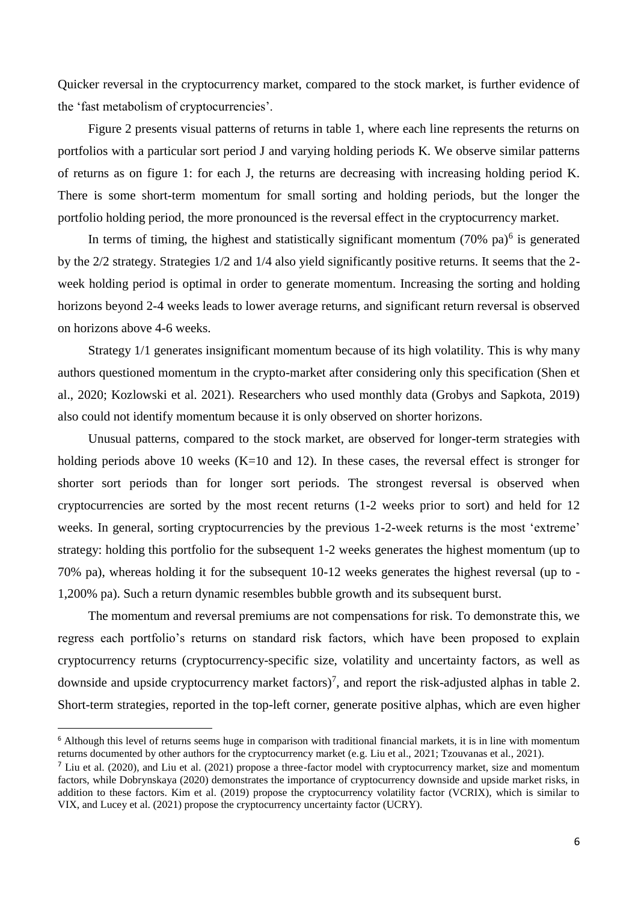Quicker reversal in the cryptocurrency market, compared to the stock market, is further evidence of the 'fast metabolism of cryptocurrencies'.

Figure 2 presents visual patterns of returns in table 1, where each line represents the returns on portfolios with a particular sort period J and varying holding periods K. We observe similar patterns of returns as on figure 1: for each J, the returns are decreasing with increasing holding period K. There is some short-term momentum for small sorting and holding periods, but the longer the portfolio holding period, the more pronounced is the reversal effect in the cryptocurrency market.

In terms of timing, the highest and statistically significant momentum (70% pa)[6] is generated by the 2/2 strategy. Strategies 1/2 and 1/4 also yield significantly positive returns. It seems that the 2-week holding period is optimal in order to generate momentum. Increasing the sorting and holding horizons beyond 2-4 weeks leads to lower average returns, and significant return reversal is observed on horizons above 4-6 weeks.

Strategy 1/1 generates insignificant momentum because of its high volatility. This is why many authors questioned momentum in the crypto-market after considering only this specification (Shen et al., 2020; Kozlowski et al. 2021). Researchers who used monthly data (Grobys and Sapkota, 2019) also could not identify momentum because it is only observed on shorter horizons.

Unusual patterns, compared to the stock market, are observed for longer-term strategies with holding periods above 10 weeks (K=10 and 12). In these cases, the reversal effect is stronger for shorter sort periods than for longer sort periods. The strongest reversal is observed when cryptocurrencies are sorted by the most recent returns (1-2 weeks prior to sort) and held for 12 weeks. In general, sorting cryptocurrencies by the previous 1-2-week returns is the most 'extreme' strategy: holding this portfolio for the subsequent 1-2 weeks generates the highest momentum (up to 70% pa), whereas holding it for the subsequent 10-12 weeks generates the highest reversal (up to -1,200% pa). Such a return dynamic resembles bubble growth and its subsequent burst.

The momentum and reversal premiums are not compensations for risk. To demonstrate this, we regress each portfolio's returns on standard risk factors, which have been proposed to explain cryptocurrency returns (cryptocurrency-specific size, volatility and uncertainty factors, as well as downside and upside cryptocurrency market factors)[7], and report the risk-adjusted alphas in table 2. Short-term strategies, reported in the top-left corner, generate positive alphas, which are even higher

---

[6] Although this level of returns seems huge in comparison with traditional financial markets, it is in line with momentum returns documented by other authors for the cryptocurrency market (e.g. Liu et al., 2021; Tzouvanas et al., 2021).

[7] Liu et al. (2020), and Liu et al. (2021) propose a three-factor model with cryptocurrency market, size and momentum factors, while Dobrynskaya (2020) demonstrates the importance of cryptocurrency downside and upside market risks, in addition to these factors. Kim et al. (2019) propose the cryptocurrency volatility factor (VCRIX), which is similar to VIX, and Lucey et al. (2021) propose the cryptocurrency uncertainty factor (UCRY).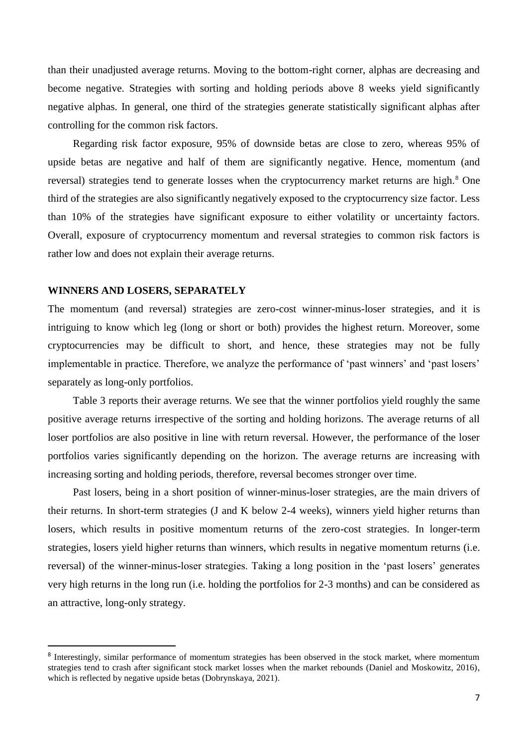than their unadjusted average returns. Moving to the bottom-right corner, alphas are decreasing and become negative. Strategies with sorting and holding periods above 8 weeks yield significantly negative alphas. In general, one third of the strategies generate statistically significant alphas after controlling for the common risk factors.

Regarding risk factor exposure, 95% of downside betas are close to zero, whereas 95% of upside betas are negative and half of them are significantly negative. Hence, momentum (and reversal) strategies tend to generate losses when the cryptocurrency market returns are high.[8] One third of the strategies are also significantly negatively exposed to the cryptocurrency size factor. Less than 10% of the strategies have significant exposure to either volatility or uncertainty factors. Overall, exposure of cryptocurrency momentum and reversal strategies to common risk factors is rather low and does not explain their average returns.

## WINNERS AND LOSERS, SEPARATELY

The momentum (and reversal) strategies are zero-cost winner-minus-loser strategies, and it is intriguing to know which leg (long or short or both) provides the highest return. Moreover, some cryptocurrencies may be difficult to short, and hence, these strategies may not be fully implementable in practice. Therefore, we analyze the performance of 'past winners' and 'past losers' separately as long-only portfolios.

Table 3 reports their average returns. We see that the winner portfolios yield roughly the same positive average returns irrespective of the sorting and holding horizons. The average returns of all loser portfolios are also positive in line with return reversal. However, the performance of the loser portfolios varies significantly depending on the horizon. The average returns are increasing with increasing sorting and holding periods, therefore, reversal becomes stronger over time.

Past losers, being in a short position of winner-minus-loser strategies, are the main drivers of their returns. In short-term strategies (J and K below 2-4 weeks), winners yield higher returns than losers, which results in positive momentum returns of the zero-cost strategies. In longer-term strategies, losers yield higher returns than winners, which results in negative momentum returns (i.e. reversal) of the winner-minus-loser strategies. Taking a long position in the 'past losers' generates very high returns in the long run (i.e. holding the portfolios for 2-3 months) and can be considered as an attractive, long-only strategy.

[8] Interestingly, similar performance of momentum strategies has been observed in the stock market, where momentum strategies tend to crash after significant stock market losses when the market rebounds (Daniel and Moskowitz, 2016), which is reflected by negative upside betas (Dobrynskaya, 2021).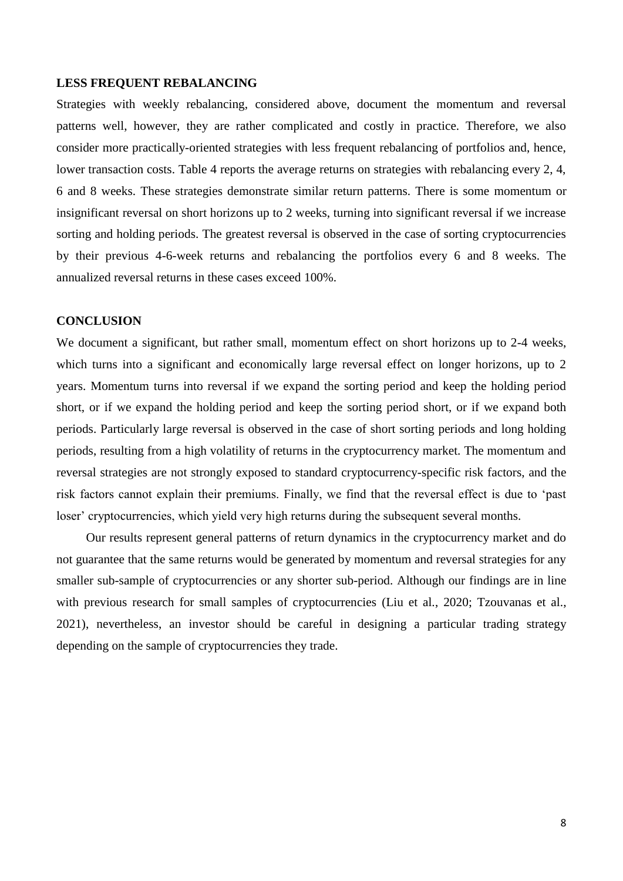## LESS FREQUENT REBALANCING

Strategies with weekly rebalancing, considered above, document the momentum and reversal patterns well, however, they are rather complicated and costly in practice. Therefore, we also consider more practically-oriented strategies with less frequent rebalancing of portfolios and, hence, lower transaction costs. Table 4 reports the average returns on strategies with rebalancing every 2, 4, 6 and 8 weeks. These strategies demonstrate similar return patterns. There is some momentum or insignificant reversal on short horizons up to 2 weeks, turning into significant reversal if we increase sorting and holding periods. The greatest reversal is observed in the case of sorting cryptocurrencies by their previous 4-6-week returns and rebalancing the portfolios every 6 and 8 weeks. The annualized reversal returns in these cases exceed 100%.

## CONCLUSION

We document a significant, but rather small, momentum effect on short horizons up to 2-4 weeks, which turns into a significant and economically large reversal effect on longer horizons, up to 2 years. Momentum turns into reversal if we expand the sorting period and keep the holding period short, or if we expand the holding period and keep the sorting period short, or if we expand both periods. Particularly large reversal is observed in the case of short sorting periods and long holding periods, resulting from a high volatility of returns in the cryptocurrency market. The momentum and reversal strategies are not strongly exposed to standard cryptocurrency-specific risk factors, and the risk factors cannot explain their premiums. Finally, we find that the reversal effect is due to 'past loser' cryptocurrencies, which yield very high returns during the subsequent several months.

Our results represent general patterns of return dynamics in the cryptocurrency market and do not guarantee that the same returns would be generated by momentum and reversal strategies for any smaller sub-sample of cryptocurrencies or any shorter sub-period. Although our findings are in line with previous research for small samples of cryptocurrencies (Liu et al., 2020; Tzouvanas et al., 2021), nevertheless, an investor should be careful in designing a particular trading strategy depending on the sample of cryptocurrencies they trade.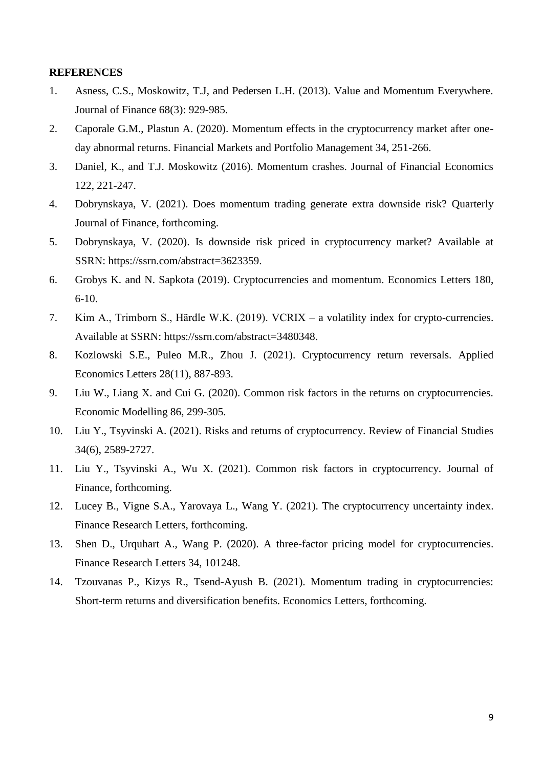**REFERENCES**

1. Asness, C.S., Moskowitz, T.J, and Pedersen L.H. (2013). Value and Momentum Everywhere. Journal of Finance 68(3): 929-985.
2. Caporale G.M., Plastun A. (2020). Momentum effects in the cryptocurrency market after one-day abnormal returns. Financial Markets and Portfolio Management 34, 251-266.
3. Daniel, K., and T.J. Moskowitz (2016). Momentum crashes. Journal of Financial Economics 122, 221-247.
4. Dobrynskaya, V. (2021). Does momentum trading generate extra downside risk? Quarterly Journal of Finance, forthcoming.
5. Dobrynskaya, V. (2020). Is downside risk priced in cryptocurrency market? Available at SSRN: https://ssrn.com/abstract=3623359.
6. Grobys K. and N. Sapkota (2019). Cryptocurrencies and momentum. Economics Letters 180, 6-10.
7. Kim A., Trimborn S., Härdle W.K. (2019). VCRIX – a volatility index for crypto-currencies. Available at SSRN: https://ssrn.com/abstract=3480348.
8. Kozlowski S.E., Puleo M.R., Zhou J. (2021). Cryptocurrency return reversals. Applied Economics Letters 28(11), 887-893.
9. Liu W., Liang X. and Cui G. (2020). Common risk factors in the returns on cryptocurrencies. Economic Modelling 86, 299-305.
10. Liu Y., Tsyvinski A. (2021). Risks and returns of cryptocurrency. Review of Financial Studies 34(6), 2589-2727.
11. Liu Y., Tsyvinski A., Wu X. (2021). Common risk factors in cryptocurrency. Journal of Finance, forthcoming.
12. Lucey B., Vigne S.A., Yarovaya L., Wang Y. (2021). The cryptocurrency uncertainty index. Finance Research Letters, forthcoming.
13. Shen D., Urquhart A., Wang P. (2020). A three-factor pricing model for cryptocurrencies. Finance Research Letters 34, 101248.
14. Tzouvanas P., Kizys R., Tsend-Ayush B. (2021). Momentum trading in cryptocurrencies: Short-term returns and diversification benefits. Economics Letters, forthcoming.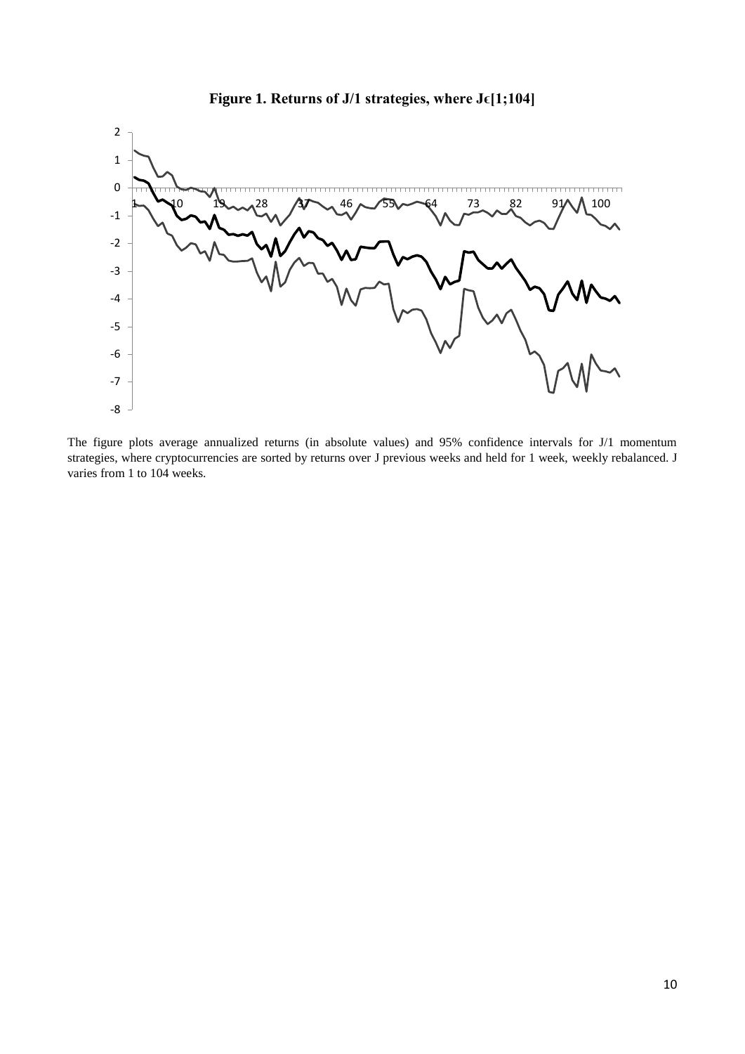**Figure 1. Returns of J/1 strategies, where J϶[1;104]**

The figure plots average annualized returns (in absolute values) and 95% confidence intervals for J/1 momentum strategies, where cryptocurrencies are sorted by returns over J previous weeks and held for 1 week, weekly rebalanced. J varies from 1 to 104 weeks.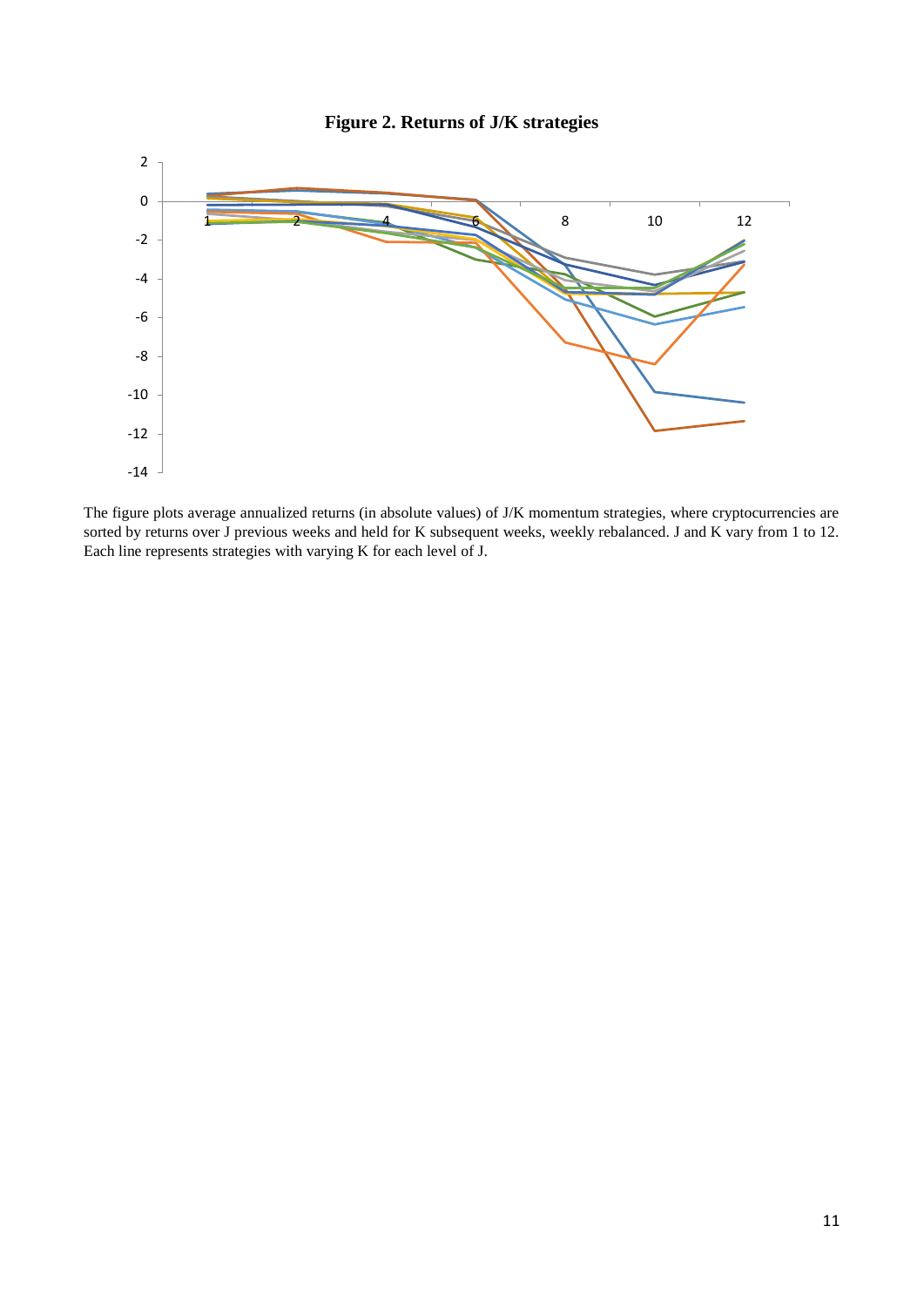**Figure 2. Returns of J/K strategies**

The figure plots average annualized returns (in absolute values) of J/K momentum strategies, where cryptocurrencies are sorted by returns over J previous weeks and held for K subsequent weeks, weekly rebalanced. J and K vary from 1 to 12. Each line represents strategies with varying K for each level of J.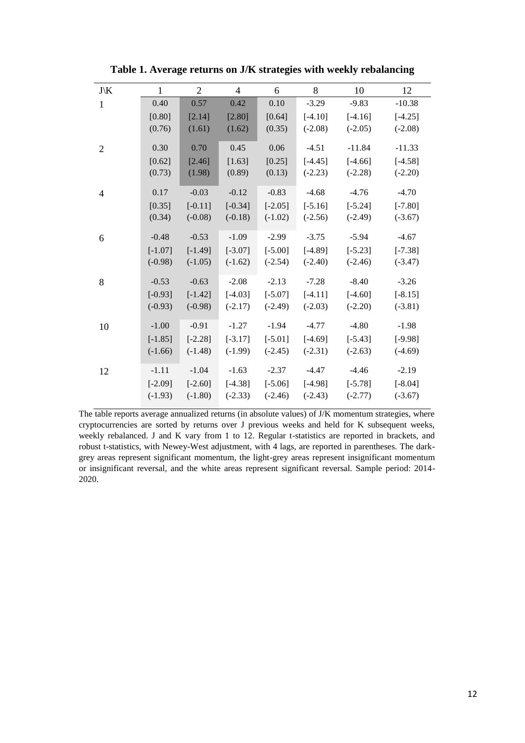**Table 1. Average returns on J/K strategies with weekly rebalancing**

| J\K | 1 | 2 | 4 | 6 | 8 | 10 | 12 |
|---|---|---|---|---|---|---|---|
| 1 | 0.40 | 0.57 | 0.42 | 0.10 | -3.29 | -9.83 | -10.38 |
| | [0.80] | [2.14] | [2.80] | [0.64] | [-4.10] | [-4.16] | [-4.25] |
| | (0.76) | (1.61) | (1.62) | (0.35) | (-2.08) | (-2.05) | (-2.08) |
| 2 | 0.30 | 0.70 | 0.45 | 0.06 | -4.51 | -11.84 | -11.33 |
| | [0.62] | [2.46] | [1.63] | [0.25] | [-4.45] | [-4.66] | [-4.58] |
| | (0.73) | (1.98) | (0.89) | (0.13) | (-2.23) | (-2.28) | (-2.20) |
| 4 | 0.17 | -0.03 | -0.12 | -0.83 | -4.68 | -4.76 | -4.70 |
| | [0.35] | [-0.11] | [-0.34] | [-2.05] | [-5.16] | [-5.24] | [-7.80] |
| | (0.34) | (-0.08) | (-0.18) | (-1.02) | (-2.56) | (-2.49) | (-3.67) |
| 6 | -0.48 | -0.53 | -1.09 | -2.99 | -3.75 | -5.94 | -4.67 |
| | [-1.07] | [-1.49] | [-3.07] | [-5.00] | [-4.89] | [-5.23] | [-7.38] |
| | (-0.98) | (-1.05) | (-1.62) | (-2.54) | (-2.40) | (-2.46) | (-3.47) |
| 8 | -0.53 | -0.63 | -2.08 | -2.13 | -7.28 | -8.40 | -3.26 |
| | [-0.93] | [-1.42] | [-4.03] | [-5.07] | [-4.11] | [-4.60] | [-8.15] |
| | (-0.93) | (-0.98) | (-2.17) | (-2.49) | (-2.03) | (-2.20) | (-3.81) |
| 10 | -1.00 | -0.91 | -1.27 | -1.94 | -4.77 | -4.80 | -1.98 |
| | [-1.85] | [-2.28] | [-3.17] | [-5.01] | [-4.69] | [-5.43] | [-9.98] |
| | (-1.66) | (-1.48) | (-1.99) | (-2.45) | (-2.31) | (-2.63) | (-4.69) |
| 12 | -1.11 | -1.04 | -1.63 | -2.37 | -4.47 | -4.46 | -2.19 |
| | [-2.09] | [-2.60] | [-4.38] | [-5.06] | [-4.98] | [-5.78] | [-8.04] |
| | (-1.93) | (-1.80) | (-2.33) | (-2.46) | (-2.43) | (-2.77) | (-3.67) |

The table reports average annualized returns (in absolute values) of J/K momentum strategies, where cryptocurrencies are sorted by returns over J previous weeks and held for K subsequent weeks, weekly rebalanced. J and K vary from 1 to 12. Regular t-statistics are reported in brackets, and robust t-statistics, with Newey-West adjustment, with 4 lags, are reported in parentheses. The dark-grey areas represent significant momentum, the light-grey areas represent insignificant momentum or insignificant reversal, and the white areas represent significant reversal. Sample period: 2014-2020.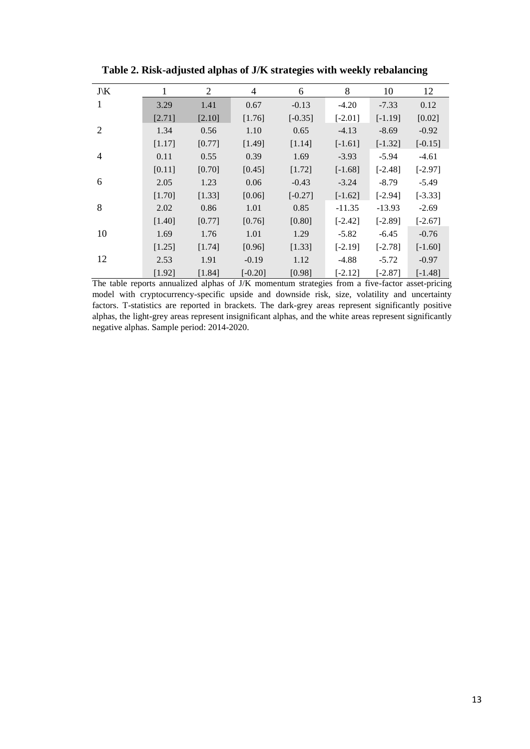**Table 2. Risk-adjusted alphas of J/K strategies with weekly rebalancing**

| J\K | 1 | 2 | 4 | 6 | 8 | 10 | 12 |
|---|---|---|---|---|---|---|---|
| 1 | 3.29 | 1.41 | 0.67 | -0.13 | -4.20 | -7.33 | 0.12 |
| | [2.71] | [2.10] | [1.76] | [-0.35] | [-2.01] | [-1.19] | [0.02] |
| 2 | 1.34 | 0.56 | 1.10 | 0.65 | -4.13 | -8.69 | -0.92 |
| | [1.17] | [0.77] | [1.49] | [1.14] | [-1.61] | [-1.32] | [-0.15] |
| 4 | 0.11 | 0.55 | 0.39 | 1.69 | -3.93 | -5.94 | -4.61 |
| | [0.11] | [0.70] | [0.45] | [1.72] | [-1.68] | [-2.48] | [-2.97] |
| 6 | 2.05 | 1.23 | 0.06 | -0.43 | -3.24 | -8.79 | -5.49 |
| | [1.70] | [1.33] | [0.06] | [-0.27] | [-1.62] | [-2.94] | [-3.33] |
| 8 | 2.02 | 0.86 | 1.01 | 0.85 | -11.35 | -13.93 | -2.69 |
| | [1.40] | [0.77] | [0.76] | [0.80] | [-2.42] | [-2.89] | [-2.67] |
| 10 | 1.69 | 1.76 | 1.01 | 1.29 | -5.82 | -6.45 | -0.76 |
| | [1.25] | [1.74] | [0.96] | [1.33] | [-2.19] | [-2.78] | [-1.60] |
| 12 | 2.53 | 1.91 | -0.19 | 1.12 | -4.88 | -5.72 | -0.97 |
| | [1.92] | [1.84] | [-0.20] | [0.98] | [-2.12] | [-2.87] | [-1.48] |

The table reports annualized alphas of J/K momentum strategies from a five-factor asset-pricing model with cryptocurrency-specific upside and downside risk, size, volatility and uncertainty factors. T-statistics are reported in brackets. The dark-grey areas represent significantly positive alphas, the light-grey areas represent insignificant alphas, and the white areas represent significantly negative alphas. Sample period: 2014-2020.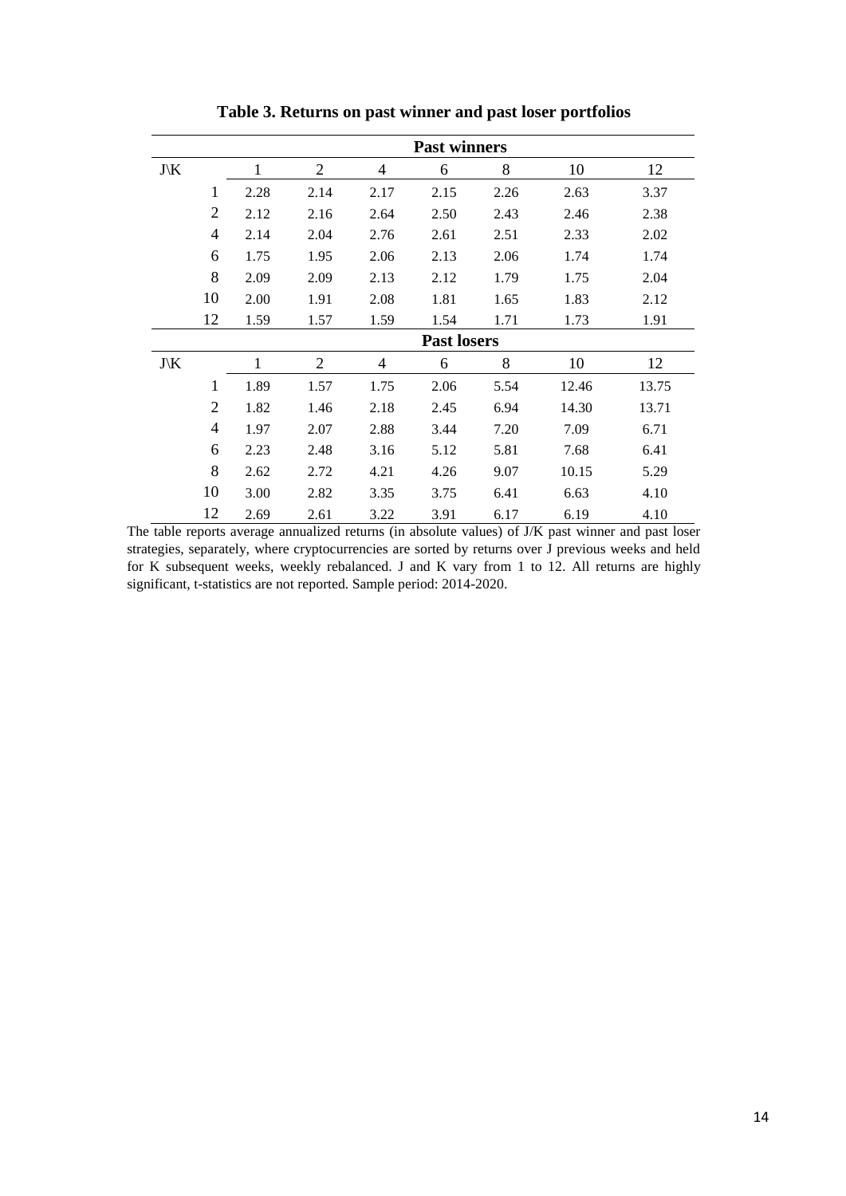**Table 3. Returns on past winner and past loser portfolios**

| | Past winners | | | | | | |
|---|---|---|---|---|---|---|---|
| J\K | 1 | 2 | 4 | 6 | 8 | 10 | 12 |
| 1 | 2.28 | 2.14 | 2.17 | 2.15 | 2.26 | 2.63 | 3.37 |
| 2 | 2.12 | 2.16 | 2.64 | 2.50 | 2.43 | 2.46 | 2.38 |
| 4 | 2.14 | 2.04 | 2.76 | 2.61 | 2.51 | 2.33 | 2.02 |
| 6 | 1.75 | 1.95 | 2.06 | 2.13 | 2.06 | 1.74 | 1.74 |
| 8 | 2.09 | 2.09 | 2.13 | 2.12 | 1.79 | 1.75 | 2.04 |
| 10 | 2.00 | 1.91 | 2.08 | 1.81 | 1.65 | 1.83 | 2.12 |
| 12 | 1.59 | 1.57 | 1.59 | 1.54 | 1.71 | 1.73 | 1.91 |
| | **Past losers** | | | | | | |
| J\K | 1 | 2 | 4 | 6 | 8 | 10 | 12 |
| 1 | 1.89 | 1.57 | 1.75 | 2.06 | 5.54 | 12.46 | 13.75 |
| 2 | 1.82 | 1.46 | 2.18 | 2.45 | 6.94 | 14.30 | 13.71 |
| 4 | 1.97 | 2.07 | 2.88 | 3.44 | 7.20 | 7.09 | 6.71 |
| 6 | 2.23 | 2.48 | 3.16 | 5.12 | 5.81 | 7.68 | 6.41 |
| 8 | 2.62 | 2.72 | 4.21 | 4.26 | 9.07 | 10.15 | 5.29 |
| 10 | 3.00 | 2.82 | 3.35 | 3.75 | 6.41 | 6.63 | 4.10 |
| 12 | 2.69 | 2.61 | 3.22 | 3.91 | 6.17 | 6.19 | 4.10 |

The table reports average annualized returns (in absolute values) of J/K past winner and past loser strategies, separately, where cryptocurrencies are sorted by returns over J previous weeks and held for K subsequent weeks, weekly rebalanced. J and K vary from 1 to 12. All returns are highly significant, t-statistics are not reported. Sample period: 2014-2020.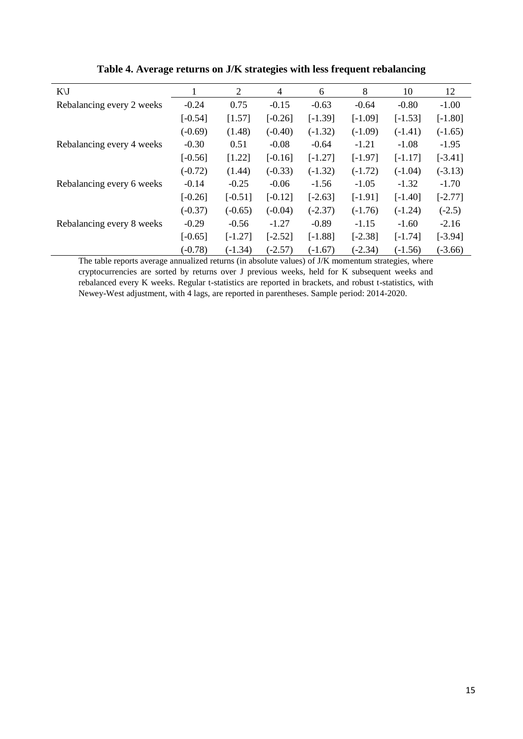**Table 4. Average returns on J/K strategies with less frequent rebalancing**

| K\J | 1 | 2 | 4 | 6 | 8 | 10 | 12 |
|---|---|---|---|---|---|---|---|
| Rebalancing every 2 weeks | -0.24 | 0.75 | -0.15 | -0.63 | -0.64 | -0.80 | -1.00 |
| | [-0.54] | [1.57] | [-0.26] | [-1.39] | [-1.09] | [-1.53] | [-1.80] |
| | (-0.69) | (1.48) | (-0.40) | (-1.32) | (-1.09) | (-1.41) | (-1.65) |
| Rebalancing every 4 weeks | -0.30 | 0.51 | -0.08 | -0.64 | -1.21 | -1.08 | -1.95 |
| | [-0.56] | [1.22] | [-0.16] | [-1.27] | [-1.97] | [-1.17] | [-3.41] |
| | (-0.72) | (1.44) | (-0.33) | (-1.32) | (-1.72) | (-1.04) | (-3.13) |
| Rebalancing every 6 weeks | -0.14 | -0.25 | -0.06 | -1.56 | -1.05 | -1.32 | -1.70 |
| | [-0.26] | [-0.51] | [-0.12] | [-2.63] | [-1.91] | [-1.40] | [-2.77] |
| | (-0.37) | (-0.65) | (-0.04) | (-2.37) | (-1.76) | (-1.24) | (-2.5) |
| Rebalancing every 8 weeks | -0.29 | -0.56 | -1.27 | -0.89 | -1.15 | -1.60 | -2.16 |
| | [-0.65] | [-1.27] | [-2.52] | [-1.88] | [-2.38] | [-1.74] | [-3.94] |
| | (-0.78) | (-1.34) | (-2.57) | (-1.67) | (-2.34) | (-1.56) | (-3.66) |

The table reports average annualized returns (in absolute values) of J/K momentum strategies, where cryptocurrencies are sorted by returns over J previous weeks, held for K subsequent weeks and rebalanced every K weeks. Regular t-statistics are reported in brackets, and robust t-statistics, with Newey-West adjustment, with 4 lags, are reported in parentheses. Sample period: 2014-2020.